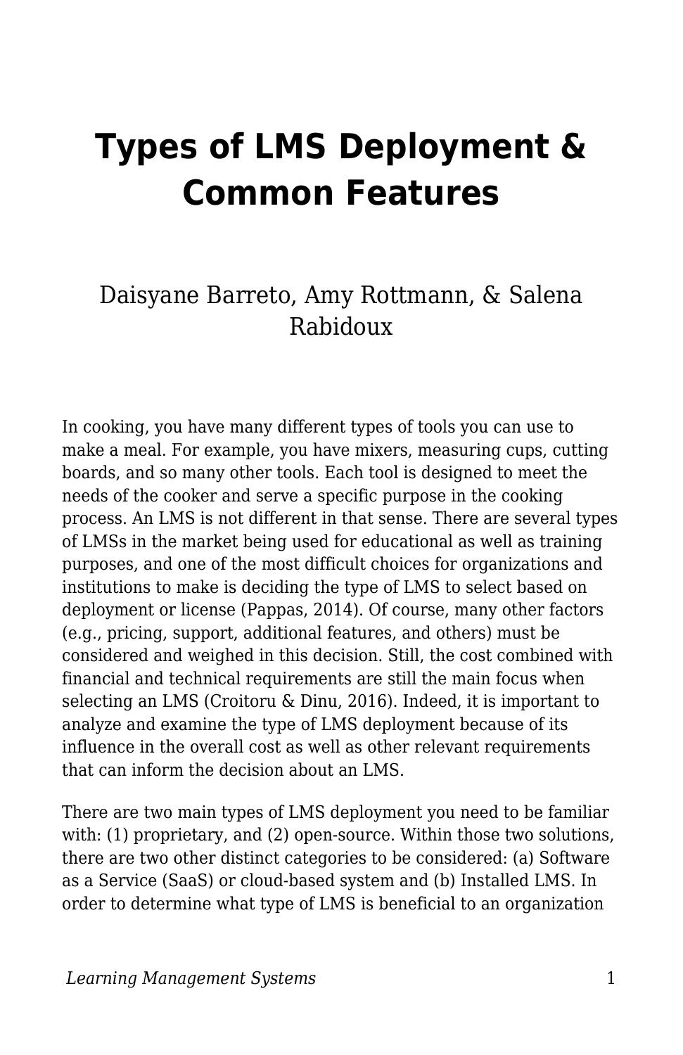# Types of LMS Deployment & Common Features

Daisyane Barreto, Amy Rottmann, & Salena Rabidoux

In cooking, you have many different types of tools you can use to make a meal. For example, you have mixers, measuring cups, cutting boards, and so many other tools. Each tool is designed to meet the needs of the cooker and serve a specific purpose in the cooking process. An LMS is not different in that sense. There are several types of LMSs in the market being used for educational as well as training purposes, and one of the most difficult choices for organizations and institutions to make is deciding the type of LMS to select based on deployment or license (Pappas, 2014). Of course, many other factors (e.g., pricing, support, additional features, and others) must be considered and weighed in this decision. Still, the cost combined with financial and technical requirements are still the main focus when selecting an LMS (Croitoru & Dinu, 2016). Indeed, it is important to analyze and examine the type of LMS deployment because of its influence in the overall cost as well as other relevant requirements that can inform the decision about an LMS.

There are two main types of LMS deployment you need to be familiar with: (1) proprietary, and (2) open-source. Within those two solutions, there are two other distinct categories to be considered: (a) Software as a Service (SaaS) or cloud-based system and (b) Installed LMS. In order to determine what type of LMS is beneficial to an organization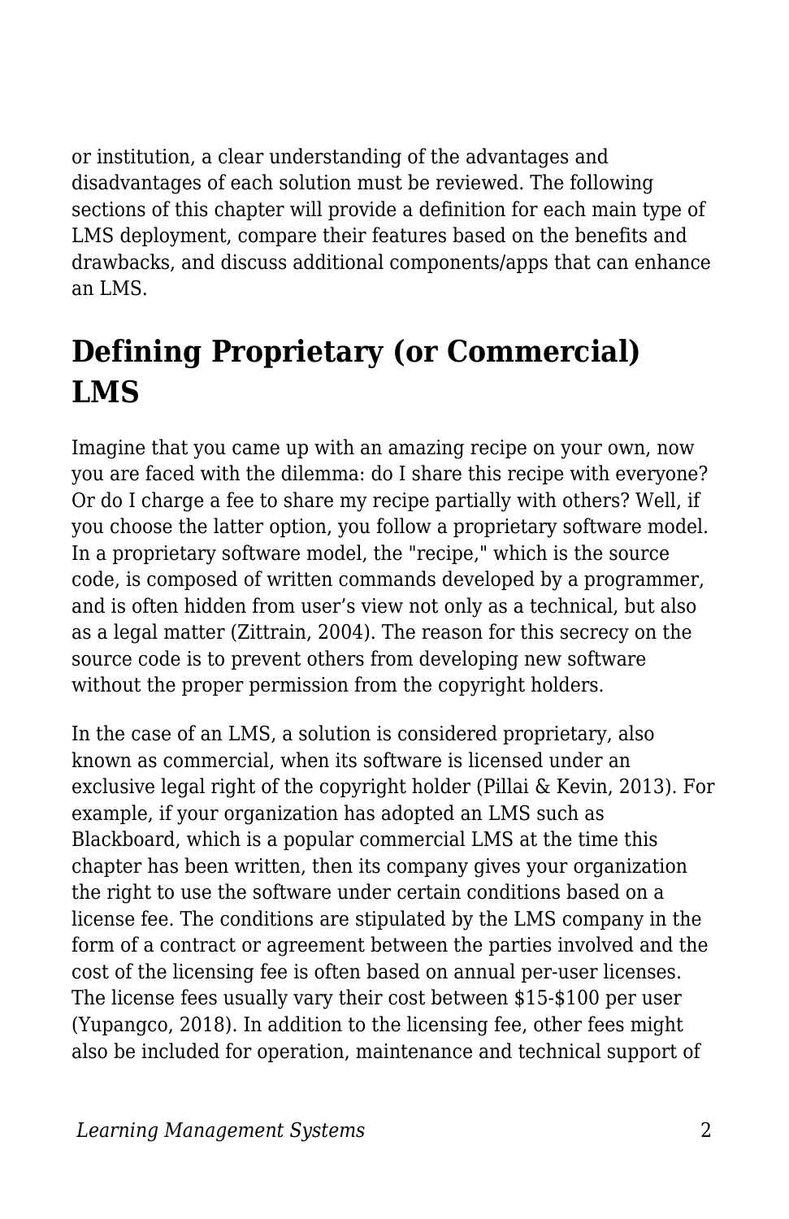or institution, a clear understanding of the advantages and disadvantages of each solution must be reviewed. The following sections of this chapter will provide a definition for each main type of LMS deployment, compare their features based on the benefits and drawbacks, and discuss additional components/apps that can enhance an LMS.

## Defining Proprietary (or Commercial) LMS

Imagine that you came up with an amazing recipe on your own, now you are faced with the dilemma: do I share this recipe with everyone? Or do I charge a fee to share my recipe partially with others? Well, if you choose the latter option, you follow a proprietary software model. In a proprietary software model, the "recipe," which is the source code, is composed of written commands developed by a programmer, and is often hidden from user's view not only as a technical, but also as a legal matter (Zittrain, 2004). The reason for this secrecy on the source code is to prevent others from developing new software without the proper permission from the copyright holders.

In the case of an LMS, a solution is considered proprietary, also known as commercial, when its software is licensed under an exclusive legal right of the copyright holder (Pillai & Kevin, 2013). For example, if your organization has adopted an LMS such as Blackboard, which is a popular commercial LMS at the time this chapter has been written, then its company gives your organization the right to use the software under certain conditions based on a license fee. The conditions are stipulated by the LMS company in the form of a contract or agreement between the parties involved and the cost of the licensing fee is often based on annual per-user licenses. The license fees usually vary their cost between $15-$100 per user (Yupangco, 2018). In addition to the licensing fee, other fees might also be included for operation, maintenance and technical support of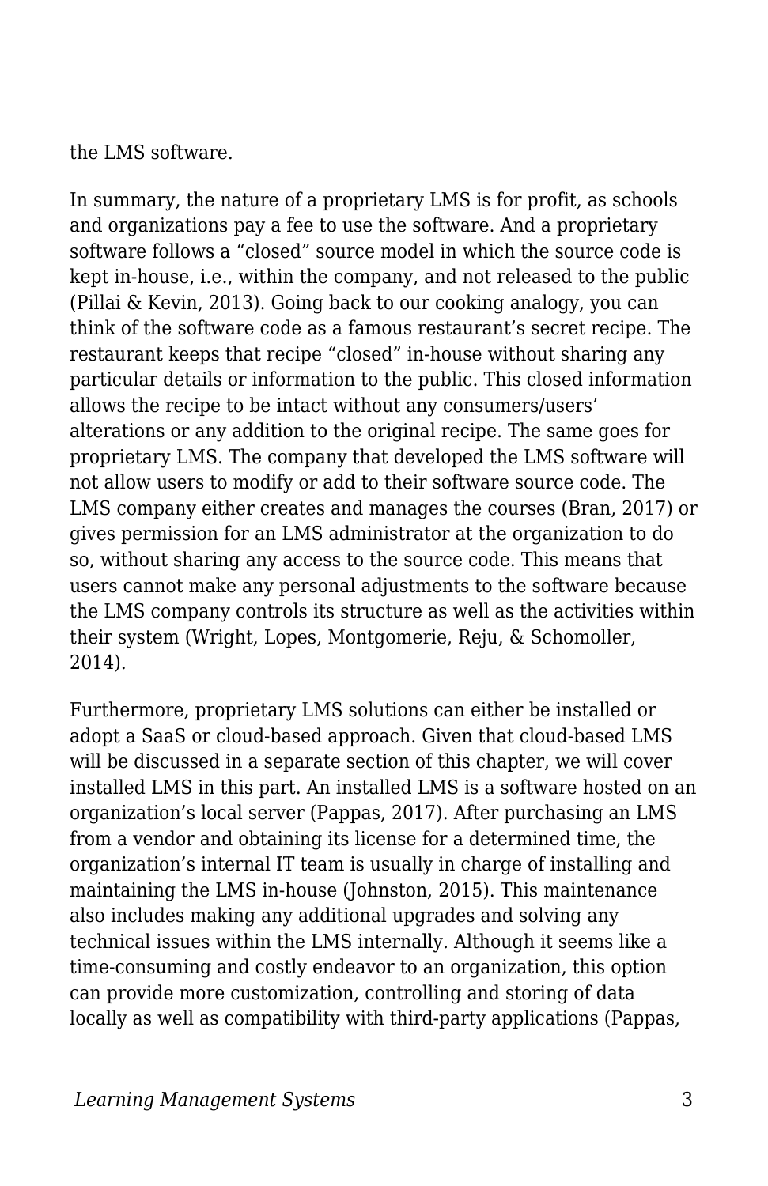the LMS software.

In summary, the nature of a proprietary LMS is for profit, as schools and organizations pay a fee to use the software. And a proprietary software follows a “closed” source model in which the source code is kept in-house, i.e., within the company, and not released to the public (Pillai & Kevin, 2013). Going back to our cooking analogy, you can think of the software code as a famous restaurant’s secret recipe. The restaurant keeps that recipe “closed” in-house without sharing any particular details or information to the public. This closed information allows the recipe to be intact without any consumers/users’ alterations or any addition to the original recipe. The same goes for proprietary LMS. The company that developed the LMS software will not allow users to modify or add to their software source code. The LMS company either creates and manages the courses (Bran, 2017) or gives permission for an LMS administrator at the organization to do so, without sharing any access to the source code. This means that users cannot make any personal adjustments to the software because the LMS company controls its structure as well as the activities within their system (Wright, Lopes, Montgomerie, Reju, & Schomoller, 2014).

Furthermore, proprietary LMS solutions can either be installed or adopt a SaaS or cloud-based approach. Given that cloud-based LMS will be discussed in a separate section of this chapter, we will cover installed LMS in this part. An installed LMS is a software hosted on an organization’s local server (Pappas, 2017). After purchasing an LMS from a vendor and obtaining its license for a determined time, the organization’s internal IT team is usually in charge of installing and maintaining the LMS in-house (Johnston, 2015). This maintenance also includes making any additional upgrades and solving any technical issues within the LMS internally. Although it seems like a time-consuming and costly endeavor to an organization, this option can provide more customization, controlling and storing of data locally as well as compatibility with third-party applications (Pappas,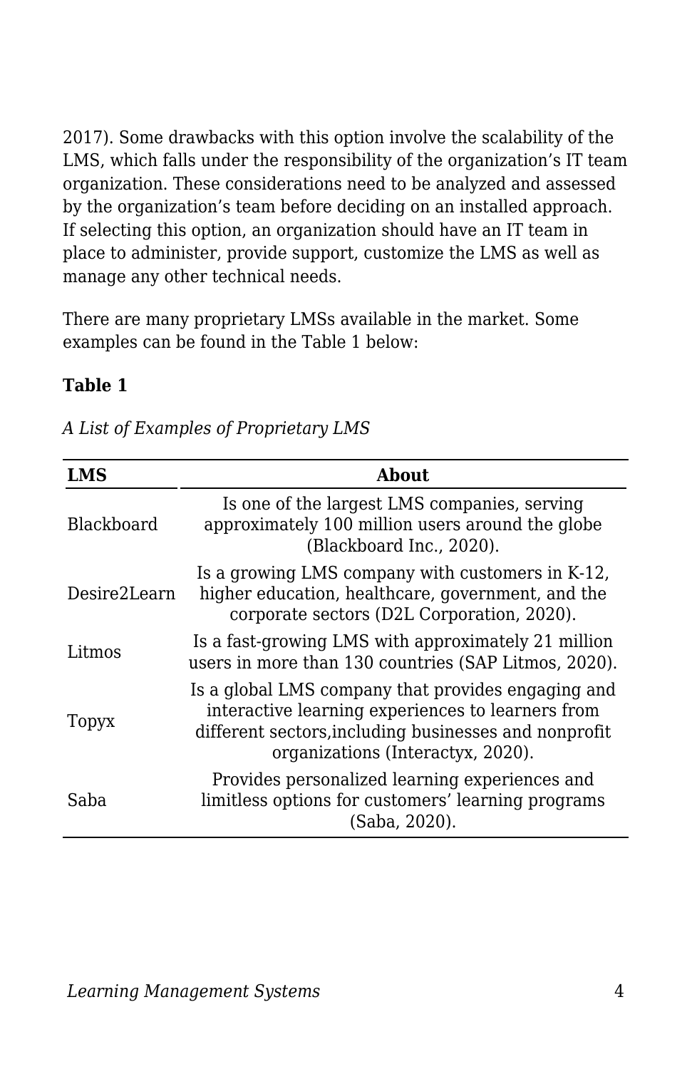2017). Some drawbacks with this option involve the scalability of the LMS, which falls under the responsibility of the organization's IT team organization. These considerations need to be analyzed and assessed by the organization's team before deciding on an installed approach. If selecting this option, an organization should have an IT team in place to administer, provide support, customize the LMS as well as manage any other technical needs.

There are many proprietary LMSs available in the market. Some examples can be found in the Table 1 below:

**Table 1**

*A List of Examples of Proprietary LMS*

| LMS | About |
|---|---|
| Blackboard | Is one of the largest LMS companies, serving approximately 100 million users around the globe (Blackboard Inc., 2020). |
| Desire2Learn | Is a growing LMS company with customers in K-12, higher education, healthcare, government, and the corporate sectors (D2L Corporation, 2020). |
| Litmos | Is a fast-growing LMS with approximately 21 million users in more than 130 countries (SAP Litmos, 2020). |
| Topyx | Is a global LMS company that provides engaging and interactive learning experiences to learners from different sectors,including businesses and nonprofit organizations (Interactyx, 2020). |
| Saba | Provides personalized learning experiences and limitless options for customers' learning programs (Saba, 2020). |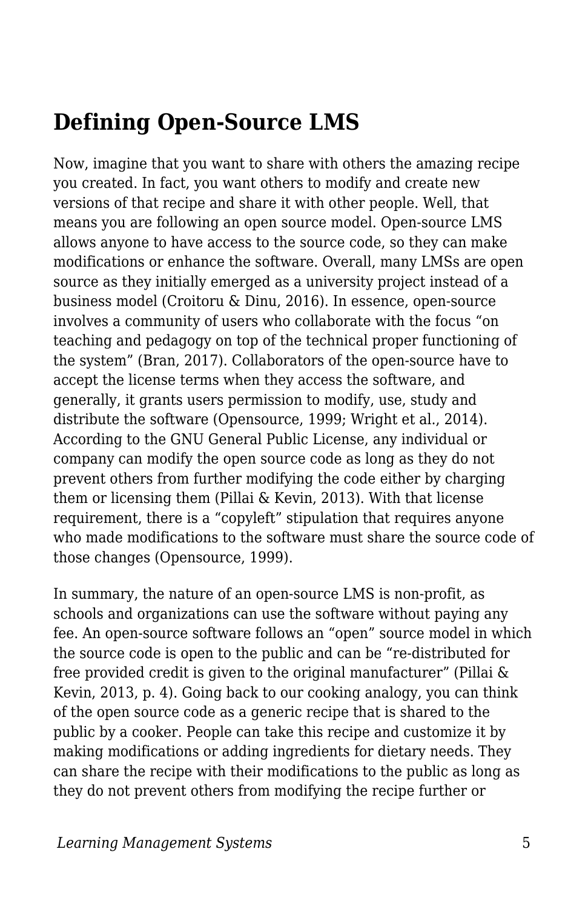## Defining Open-Source LMS

Now, imagine that you want to share with others the amazing recipe you created. In fact, you want others to modify and create new versions of that recipe and share it with other people. Well, that means you are following an open source model. Open-source LMS allows anyone to have access to the source code, so they can make modifications or enhance the software. Overall, many LMSs are open source as they initially emerged as a university project instead of a business model (Croitoru & Dinu, 2016). In essence, open-source involves a community of users who collaborate with the focus "on teaching and pedagogy on top of the technical proper functioning of the system" (Bran, 2017). Collaborators of the open-source have to accept the license terms when they access the software, and generally, it grants users permission to modify, use, study and distribute the software (Opensource, 1999; Wright et al., 2014). According to the GNU General Public License, any individual or company can modify the open source code as long as they do not prevent others from further modifying the code either by charging them or licensing them (Pillai & Kevin, 2013). With that license requirement, there is a "copyleft" stipulation that requires anyone who made modifications to the software must share the source code of those changes (Opensource, 1999).

In summary, the nature of an open-source LMS is non-profit, as schools and organizations can use the software without paying any fee. An open-source software follows an "open" source model in which the source code is open to the public and can be "re-distributed for free provided credit is given to the original manufacturer" (Pillai & Kevin, 2013, p. 4). Going back to our cooking analogy, you can think of the open source code as a generic recipe that is shared to the public by a cooker. People can take this recipe and customize it by making modifications or adding ingredients for dietary needs. They can share the recipe with their modifications to the public as long as they do not prevent others from modifying the recipe further or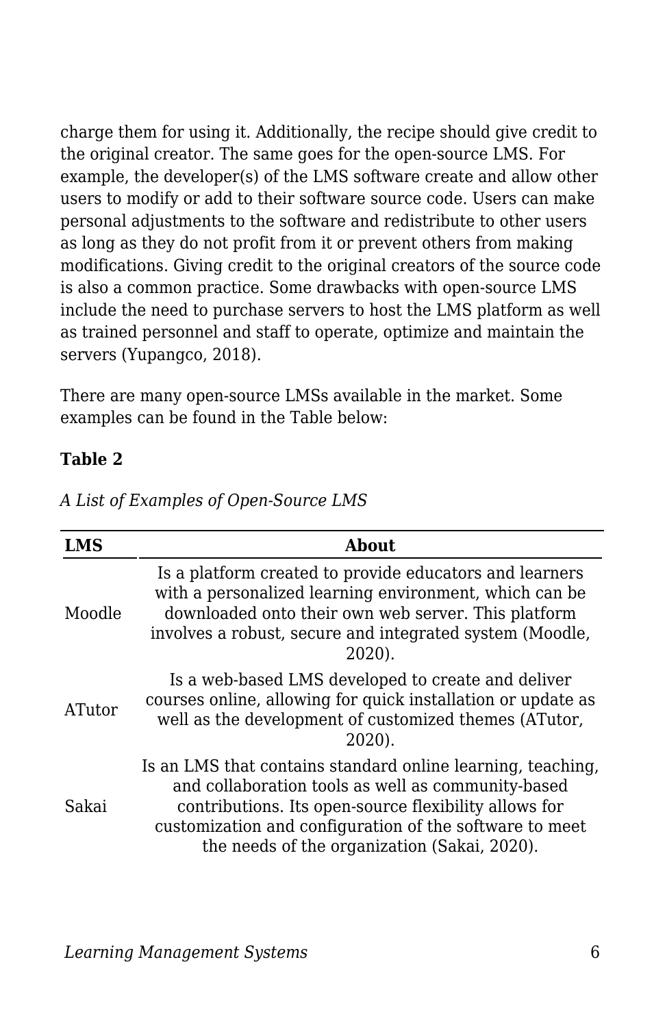charge them for using it. Additionally, the recipe should give credit to the original creator. The same goes for the open-source LMS. For example, the developer(s) of the LMS software create and allow other users to modify or add to their software source code. Users can make personal adjustments to the software and redistribute to other users as long as they do not profit from it or prevent others from making modifications. Giving credit to the original creators of the source code is also a common practice. Some drawbacks with open-source LMS include the need to purchase servers to host the LMS platform as well as trained personnel and staff to operate, optimize and maintain the servers (Yupangco, 2018).

There are many open-source LMSs available in the market. Some examples can be found in the Table below:

**Table 2**

*A List of Examples of Open-Source LMS*

| LMS | About |
|---|---|
| Moodle | Is a platform created to provide educators and learners with a personalized learning environment, which can be downloaded onto their own web server. This platform involves a robust, secure and integrated system (Moodle, 2020). |
| ATutor | Is a web-based LMS developed to create and deliver courses online, allowing for quick installation or update as well as the development of customized themes (ATutor, 2020). |
| Sakai | Is an LMS that contains standard online learning, teaching, and collaboration tools as well as community-based contributions. Its open-source flexibility allows for customization and configuration of the software to meet the needs of the organization (Sakai, 2020). |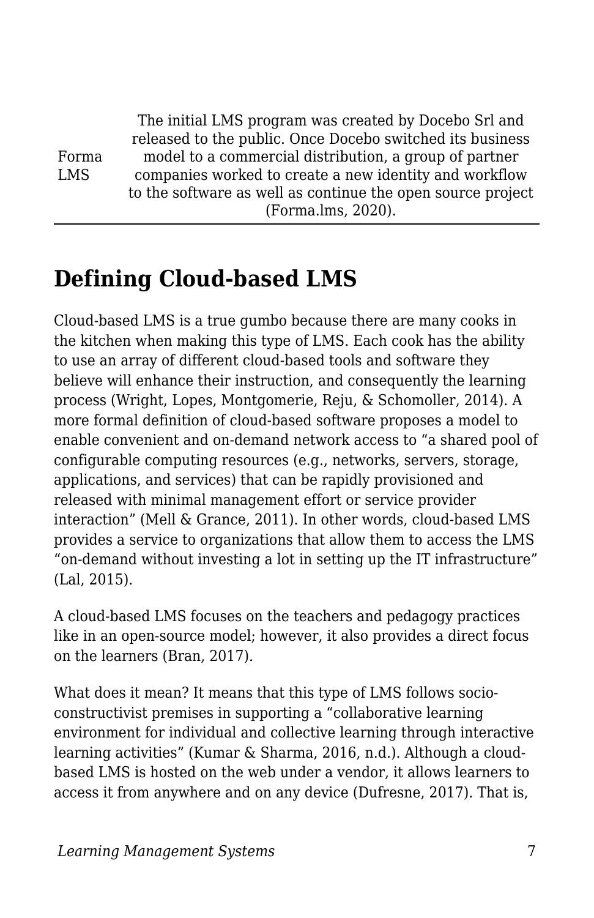| | |
|---|---|
| Forma LMS | The initial LMS program was created by Docebo Srl and released to the public. Once Docebo switched its business model to a commercial distribution, a group of partner companies worked to create a new identity and workflow to the software as well as continue the open source project (Forma.lms, 2020). |

## Defining Cloud-based LMS

Cloud-based LMS is a true gumbo because there are many cooks in the kitchen when making this type of LMS. Each cook has the ability to use an array of different cloud-based tools and software they believe will enhance their instruction, and consequently the learning process (Wright, Lopes, Montgomerie, Reju, & Schomoller, 2014). A more formal definition of cloud-based software proposes a model to enable convenient and on-demand network access to "a shared pool of configurable computing resources (e.g., networks, servers, storage, applications, and services) that can be rapidly provisioned and released with minimal management effort or service provider interaction" (Mell & Grance, 2011). In other words, cloud-based LMS provides a service to organizations that allow them to access the LMS "on-demand without investing a lot in setting up the IT infrastructure" (Lal, 2015).

A cloud-based LMS focuses on the teachers and pedagogy practices like in an open-source model; however, it also provides a direct focus on the learners (Bran, 2017).

What does it mean? It means that this type of LMS follows socio-constructivist premises in supporting a "collaborative learning environment for individual and collective learning through interactive learning activities" (Kumar & Sharma, 2016, n.d.). Although a cloud-based LMS is hosted on the web under a vendor, it allows learners to access it from anywhere and on any device (Dufresne, 2017). That is,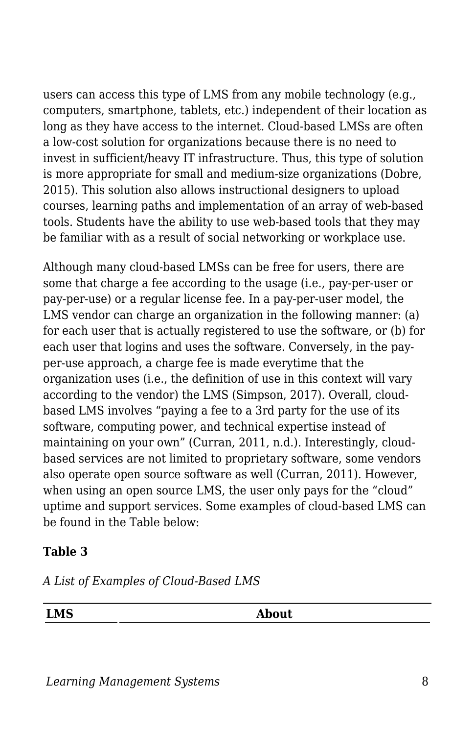users can access this type of LMS from any mobile technology (e.g., computers, smartphone, tablets, etc.) independent of their location as long as they have access to the internet. Cloud-based LMSs are often a low-cost solution for organizations because there is no need to invest in sufficient/heavy IT infrastructure. Thus, this type of solution is more appropriate for small and medium-size organizations (Dobre, 2015). This solution also allows instructional designers to upload courses, learning paths and implementation of an array of web-based tools. Students have the ability to use web-based tools that they may be familiar with as a result of social networking or workplace use.

Although many cloud-based LMSs can be free for users, there are some that charge a fee according to the usage (i.e., pay-per-user or pay-per-use) or a regular license fee. In a pay-per-user model, the LMS vendor can charge an organization in the following manner: (a) for each user that is actually registered to use the software, or (b) for each user that logins and uses the software. Conversely, in the pay-per-use approach, a charge fee is made everytime that the organization uses (i.e., the definition of use in this context will vary according to the vendor) the LMS (Simpson, 2017). Overall, cloud-based LMS involves "paying a fee to a 3rd party for the use of its software, computing power, and technical expertise instead of maintaining on your own" (Curran, 2011, n.d.). Interestingly, cloud-based services are not limited to proprietary software, some vendors also operate open source software as well (Curran, 2011). However, when using an open source LMS, the user only pays for the "cloud" uptime and support services. Some examples of cloud-based LMS can be found in the Table below:

**Table 3**

*A List of Examples of Cloud-Based LMS*

| LMS | About |
| --- | --- |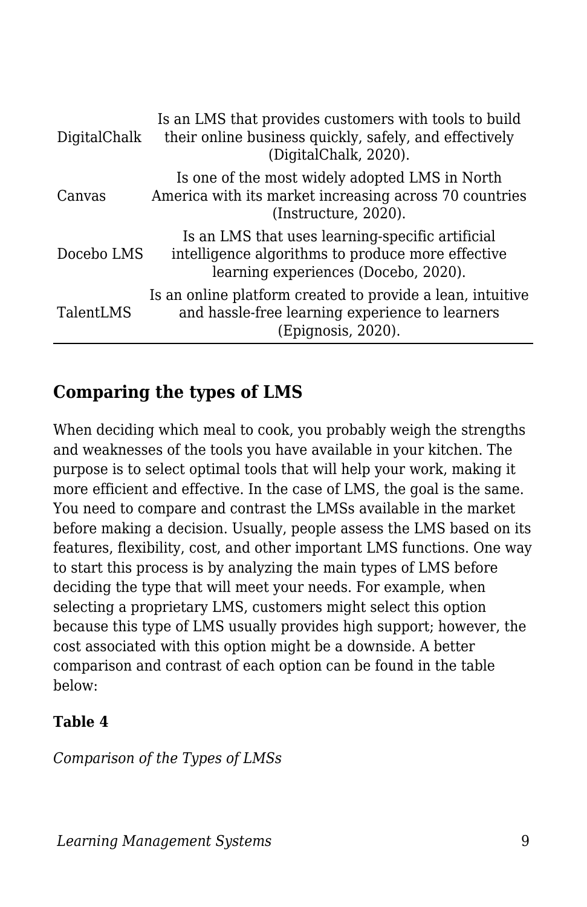| | |
|---|---|
| DigitalChalk | Is an LMS that provides customers with tools to build their online business quickly, safely, and effectively (DigitalChalk, 2020). |
| Canvas | Is one of the most widely adopted LMS in North America with its market increasing across 70 countries (Instructure, 2020). |
| Docebo LMS | Is an LMS that uses learning-specific artificial intelligence algorithms to produce more effective learning experiences (Docebo, 2020). |
| TalentLMS | Is an online platform created to provide a lean, intuitive and hassle-free learning experience to learners (Epignosis, 2020). |

## Comparing the types of LMS

When deciding which meal to cook, you probably weigh the strengths and weaknesses of the tools you have available in your kitchen. The purpose is to select optimal tools that will help your work, making it more efficient and effective. In the case of LMS, the goal is the same. You need to compare and contrast the LMSs available in the market before making a decision. Usually, people assess the LMS based on its features, flexibility, cost, and other important LMS functions. One way to start this process is by analyzing the main types of LMS before deciding the type that will meet your needs. For example, when selecting a proprietary LMS, customers might select this option because this type of LMS usually provides high support; however, the cost associated with this option might be a downside. A better comparison and contrast of each option can be found in the table below:

**Table 4**

*Comparison of the Types of LMSs*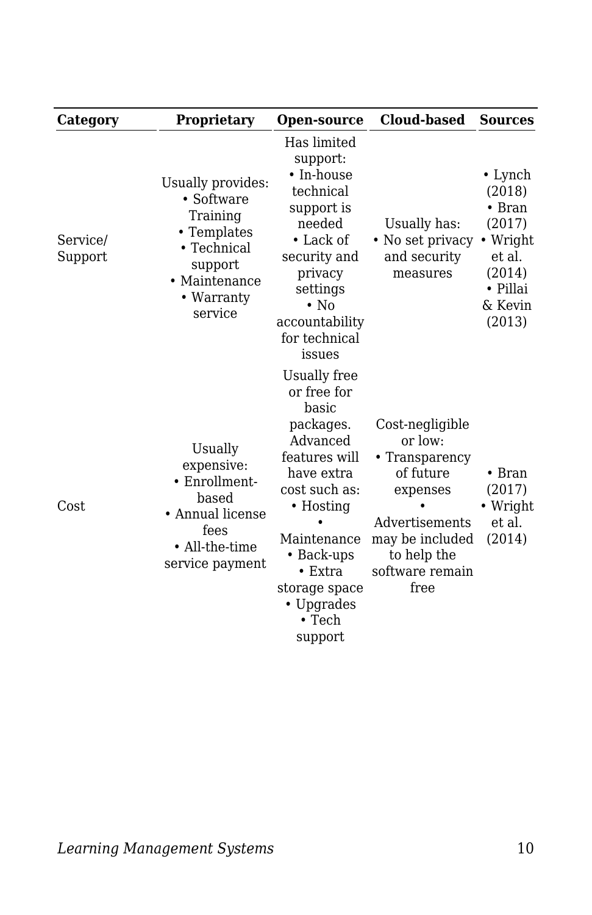| Category | Proprietary | Open-source | Cloud-based | Sources |
|---|---|---|---|---|
| Service/ Support | Usually provides: • Software Training • Templates • Technical support • Maintenance • Warranty service | Has limited support: • In-house technical support is needed • Lack of security and privacy settings • No accountability for technical issues | Usually has: • No set privacy and security measures | • Lynch (2018) • Bran (2017) • Wright et al. (2014) • Pillai & Kevin (2013) |
| Cost | Usually expensive: • Enrollment-based • Annual license fees • All-the-time service payment | Usually free or free for basic packages. Advanced features will have extra cost such as: • Hosting • Maintenance • Back-ups • Extra storage space • Upgrades • Tech support | Cost-negligible or low: • Transparency of future expenses • Advertisements may be included to help the software remain free | • Bran (2017) • Wright et al. (2014) |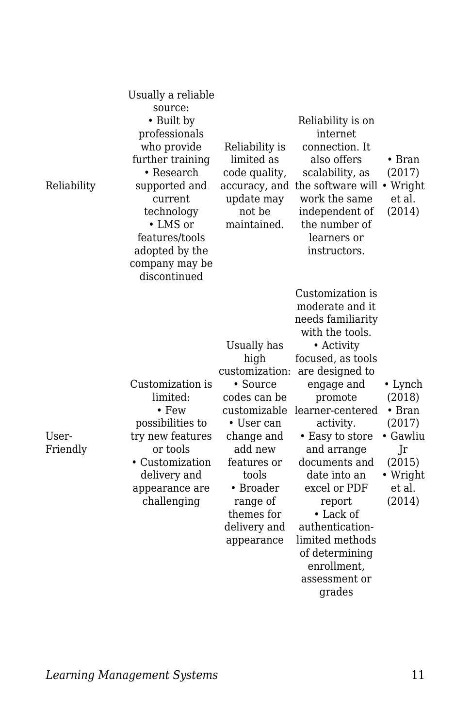| | | | | |
|---|---|---|---|---|
| Reliability | Usually a reliable source: • Built by professionals who provide further training • Research supported and current technology • LMS or features/tools adopted by the company may be discontinued | Reliability is limited as code quality, accuracy, and update may not be maintained. | Reliability is on internet connection. It also offers scalability, as the software will work the same independent of the number of learners or instructors. | • Bran (2017) • Wright et al. (2014) |
| User-Friendly | Customization is limited: • Few possibilities to try new features or tools • Customization delivery and appearance are challenging | Usually has high customization: • Source codes can be customizable • User can change and add new features or tools • Broader range of themes for delivery and appearance | Customization is moderate and it needs familiarity with the tools. • Activity focused, as tools are designed to engage and promote learner-centered activity. • Easy to store and arrange documents and date into an excel or PDF report • Lack of authentication-limited methods of determining enrollment, assessment or grades | • Lynch (2018) • Bran (2017) • Gawliu Jr (2015) • Wright et al. (2014) |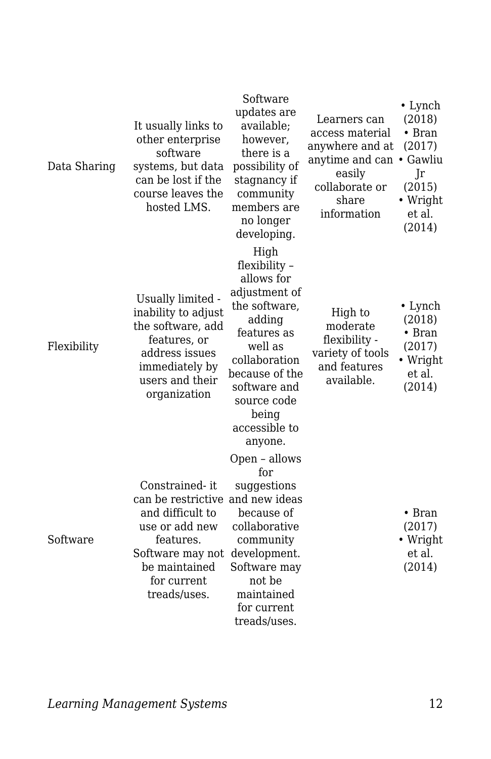| | | | | |
|---|---|---|---|---|
| Data Sharing | It usually links to other enterprise software systems, but data can be lost if the course leaves the hosted LMS. | Software updates are available; however, there is a possibility of stagnancy if community members are no longer developing. | Learners can access material anywhere and at anytime and can easily collaborate or share information | • Lynch (2018) • Bran (2017) • Gawliu Jr (2015) • Wright et al. (2014) |
| Flexibility | Usually limited - inability to adjust the software, add features, or address issues immediately by users and their organization | High flexibility – allows for adjustment of the software, adding features as well as collaboration because of the software and source code being accessible to anyone. | High to moderate flexibility - variety of tools and features available. | • Lynch (2018) • Bran (2017) • Wright et al. (2014) |
| Software | Constrained- it can be restrictive and difficult to use or add new features. Software may not be maintained for current treads/uses. | Open – allows for suggestions and new ideas because of collaborative community development. Software may not be maintained for current treads/uses. | | • Bran (2017) • Wright et al. (2014) |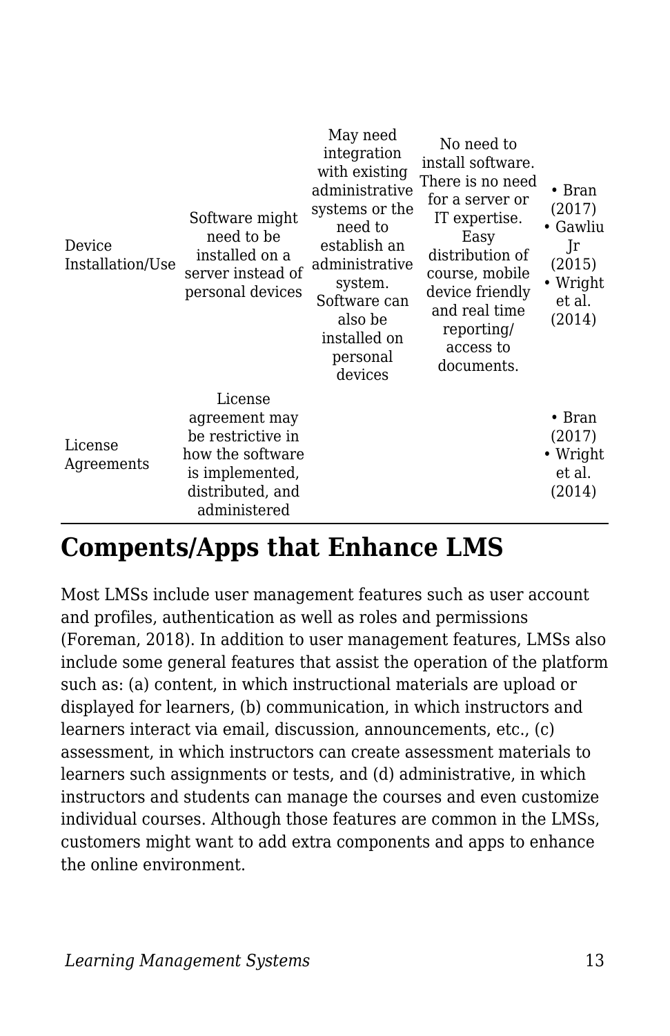| | | | | |
|---|---|---|---|---|
| Device Installation/Use | Software might need to be installed on a server instead of personal devices | May need integration with existing administrative systems or the need to establish an administrative system. Software can also be installed on personal devices | No need to install software. There is no need for a server or IT expertise. Easy distribution of course, mobile device friendly and real time reporting/ access to documents. | • Bran (2017)<br>• Gawliu Jr (2015)<br>• Wright et al. (2014) |
| License Agreements | License agreement may be restrictive in how the software is implemented, distributed, and administered | | | • Bran (2017)<br>• Wright et al. (2014) |

## Compents/Apps that Enhance LMS

Most LMSs include user management features such as user account and profiles, authentication as well as roles and permissions (Foreman, 2018). In addition to user management features, LMSs also include some general features that assist the operation of the platform such as: (a) content, in which instructional materials are upload or displayed for learners, (b) communication, in which instructors and learners interact via email, discussion, announcements, etc., (c) assessment, in which instructors can create assessment materials to learners such assignments or tests, and (d) administrative, in which instructors and students can manage the courses and even customize individual courses. Although those features are common in the LMSs, customers might want to add extra components and apps to enhance the online environment.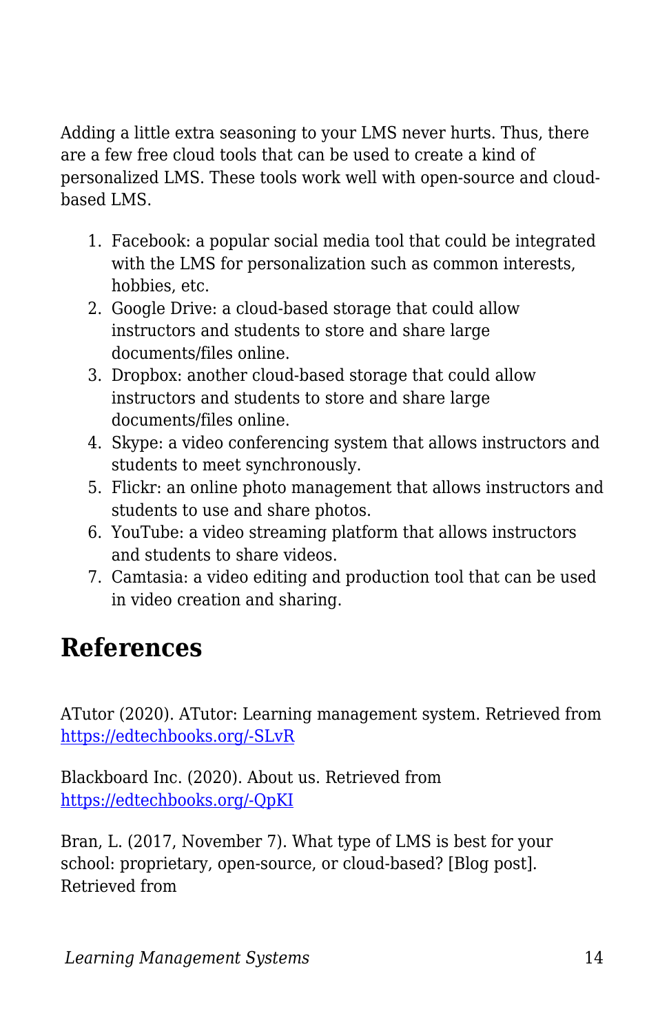Adding a little extra seasoning to your LMS never hurts. Thus, there are a few free cloud tools that can be used to create a kind of personalized LMS. These tools work well with open-source and cloud-based LMS.

1. Facebook: a popular social media tool that could be integrated with the LMS for personalization such as common interests, hobbies, etc.
2. Google Drive: a cloud-based storage that could allow instructors and students to store and share large documents/files online.
3. Dropbox: another cloud-based storage that could allow instructors and students to store and share large documents/files online.
4. Skype: a video conferencing system that allows instructors and students to meet synchronously.
5. Flickr: an online photo management that allows instructors and students to use and share photos.
6. YouTube: a video streaming platform that allows instructors and students to share videos.
7. Camtasia: a video editing and production tool that can be used in video creation and sharing.

## References

ATutor (2020). ATutor: Learning management system. Retrieved from https://edtechbooks.org/-SLvR

Blackboard Inc. (2020). About us. Retrieved from https://edtechbooks.org/-QpKI

Bran, L. (2017, November 7). What type of LMS is best for your school: proprietary, open-source, or cloud-based? [Blog post]. Retrieved from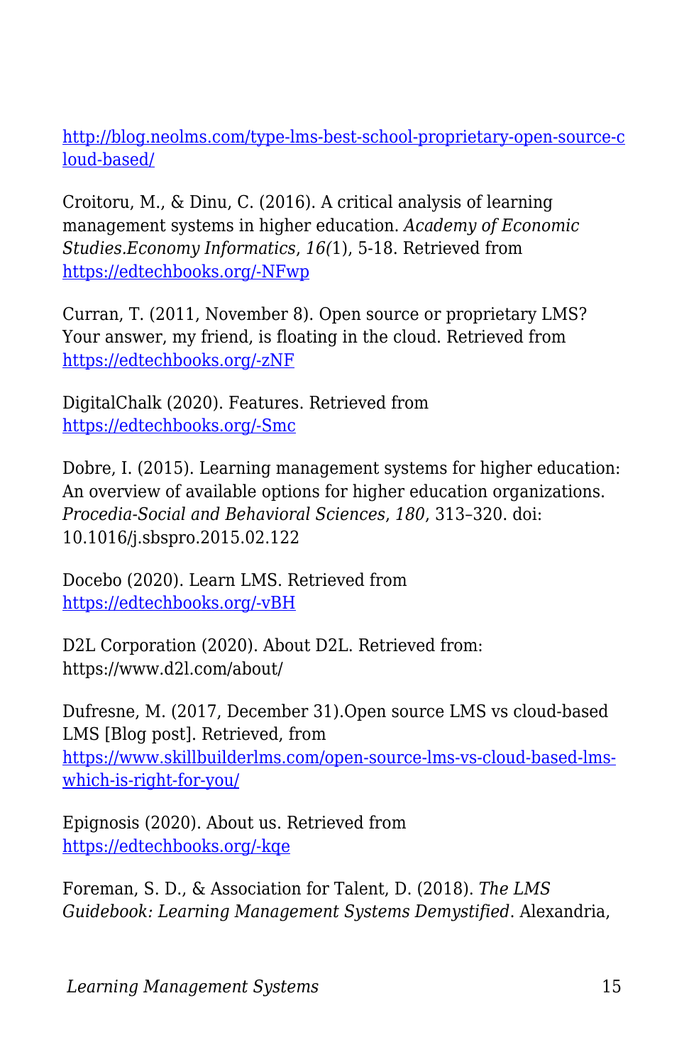http://blog.neolms.com/type-lms-best-school-proprietary-open-source-cloud-based/

Croitoru, M., & Dinu, C. (2016). A critical analysis of learning management systems in higher education. *Academy of Economic Studies.Economy Informatics*, *16(*1), 5-18. Retrieved from https://edtechbooks.org/-NFwp

Curran, T. (2011, November 8). Open source or proprietary LMS? Your answer, my friend, is floating in the cloud. Retrieved from https://edtechbooks.org/-zNF

DigitalChalk (2020). Features. Retrieved from https://edtechbooks.org/-Smc

Dobre, I. (2015). Learning management systems for higher education: An overview of available options for higher education organizations. *Procedia-Social and Behavioral Sciences*, *180*, 313–320. doi: 10.1016/j.sbspro.2015.02.122

Docebo (2020). Learn LMS. Retrieved from https://edtechbooks.org/-vBH

D2L Corporation (2020). About D2L. Retrieved from: https://www.d2l.com/about/

Dufresne, M. (2017, December 31).Open source LMS vs cloud-based LMS [Blog post]. Retrieved, from https://www.skillbuilderlms.com/open-source-lms-vs-cloud-based-lms-which-is-right-for-you/

Epignosis (2020). About us. Retrieved from https://edtechbooks.org/-kqe

Foreman, S. D., & Association for Talent, D. (2018). *The LMS Guidebook: Learning Management Systems Demystified*. Alexandria,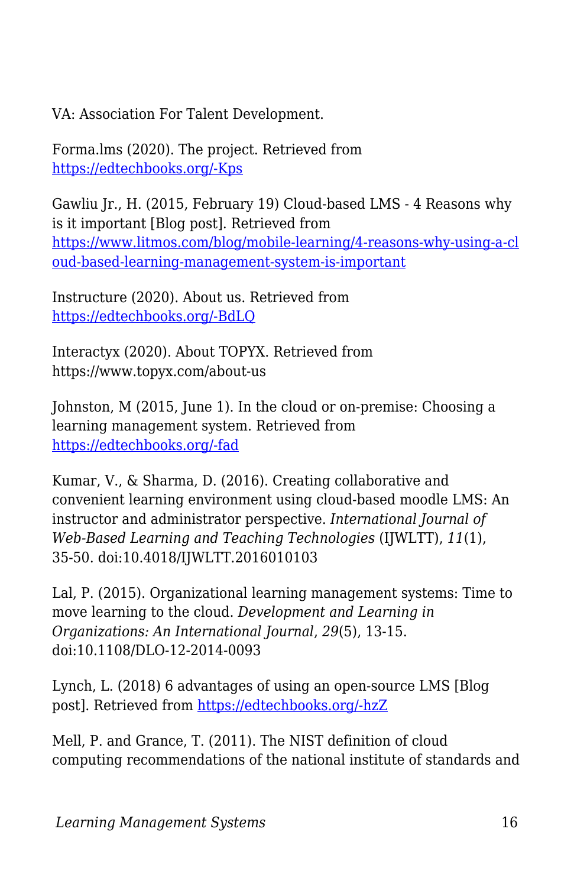VA: Association For Talent Development.

Forma.lms (2020). The project. Retrieved from https://edtechbooks.org/-Kps

Gawliu Jr., H. (2015, February 19) Cloud-based LMS - 4 Reasons why is it important [Blog post]. Retrieved from https://www.litmos.com/blog/mobile-learning/4-reasons-why-using-a-cloud-based-learning-management-system-is-important

Instructure (2020). About us. Retrieved from https://edtechbooks.org/-BdLQ

Interactyx (2020). About TOPYX. Retrieved from https://www.topyx.com/about-us

Johnston, M (2015, June 1). In the cloud or on-premise: Choosing a learning management system. Retrieved from https://edtechbooks.org/-fad

Kumar, V., & Sharma, D. (2016). Creating collaborative and convenient learning environment using cloud-based moodle LMS: An instructor and administrator perspective. *International Journal of Web-Based Learning and Teaching Technologies* (IJWLTT), *11*(1), 35-50. doi:10.4018/IJWLTT.2016010103

Lal, P. (2015). Organizational learning management systems: Time to move learning to the cloud. *Development and Learning in Organizations: An International Journal*, *29*(5), 13-15. doi:10.1108/DLO-12-2014-0093

Lynch, L. (2018) 6 advantages of using an open-source LMS [Blog post]. Retrieved from https://edtechbooks.org/-hzZ

Mell, P. and Grance, T. (2011). The NIST definition of cloud computing recommendations of the national institute of standards and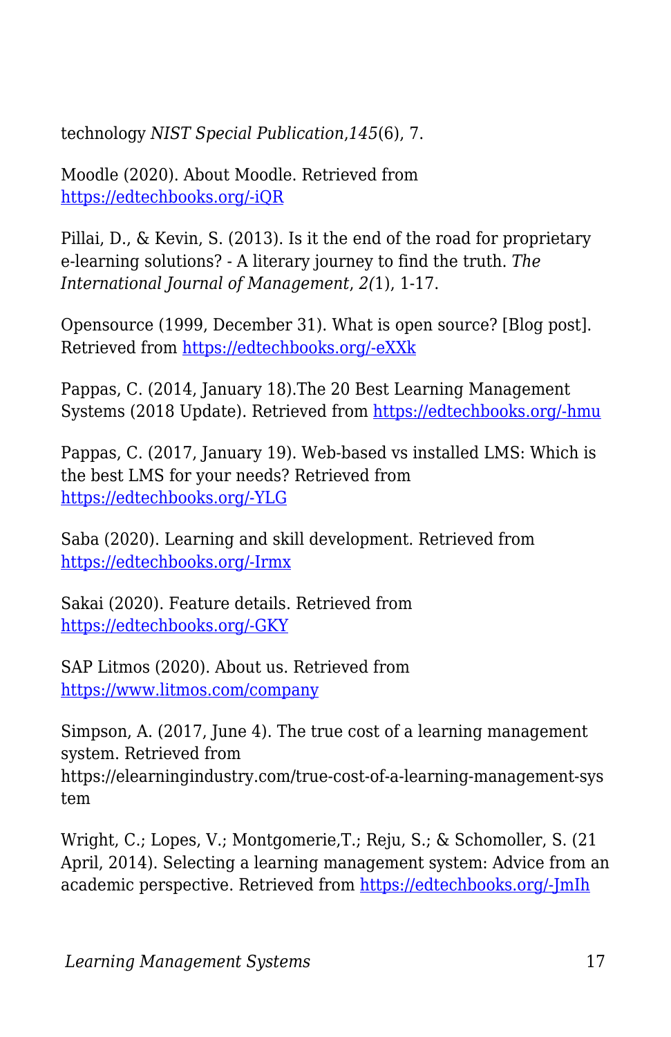technology *NIST Special Publication*,*145*(6), 7.

Moodle (2020). About Moodle. Retrieved from [https://edtechbooks.org/-iQR](https://edtechbooks.org/-iQR)

Pillai, D., & Kevin, S. (2013). Is it the end of the road for proprietary e-learning solutions? - A literary journey to find the truth. *The International Journal of Management*, *2(*1), 1-17.

Opensource (1999, December 31). What is open source? [Blog post]. Retrieved from [https://edtechbooks.org/-eXXk](https://edtechbooks.org/-eXXk)

Pappas, C. (2014, January 18).The 20 Best Learning Management Systems (2018 Update). Retrieved from [https://edtechbooks.org/-hmu](https://edtechbooks.org/-hmu)

Pappas, C. (2017, January 19). Web-based vs installed LMS: Which is the best LMS for your needs? Retrieved from [https://edtechbooks.org/-YLG](https://edtechbooks.org/-YLG)

Saba (2020). Learning and skill development. Retrieved from [https://edtechbooks.org/-Irmx](https://edtechbooks.org/-Irmx)

Sakai (2020). Feature details. Retrieved from [https://edtechbooks.org/-GKY](https://edtechbooks.org/-GKY)

SAP Litmos (2020). About us. Retrieved from [https://www.litmos.com/company](https://www.litmos.com/company)

Simpson, A. (2017, June 4). The true cost of a learning management system. Retrieved from https://elearningindustry.com/true-cost-of-a-learning-management-system

Wright, C.; Lopes, V.; Montgomerie,T.; Reju, S.; & Schomoller, S. (21 April, 2014). Selecting a learning management system: Advice from an academic perspective. Retrieved from [https://edtechbooks.org/-JmIh](https://edtechbooks.org/-JmIh)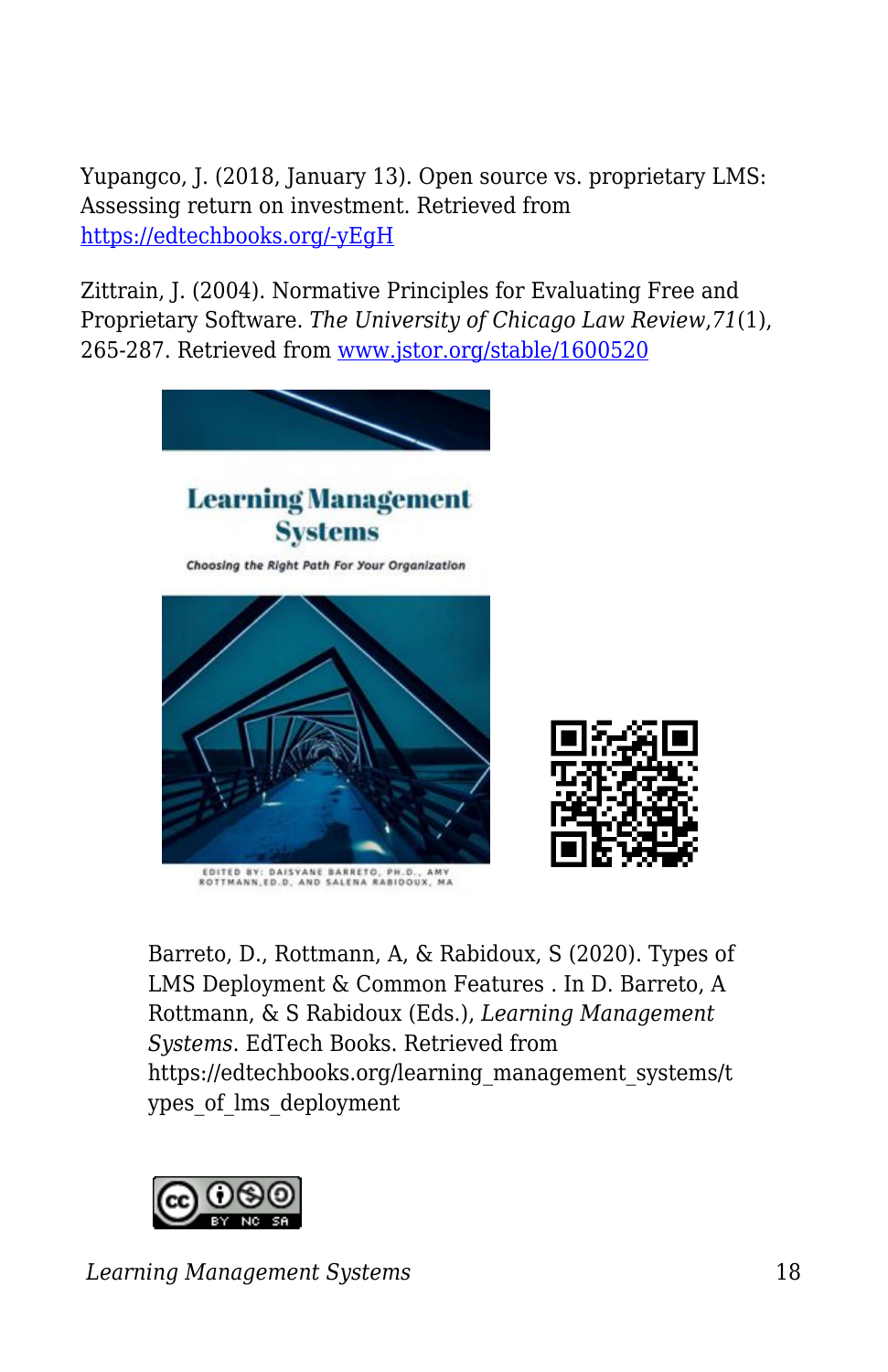Yupangco, J. (2018, January 13). Open source vs. proprietary LMS: Assessing return on investment. Retrieved from [https://edtechbooks.org/-yEgH](https://edtechbooks.org/-yEgH)

Zittrain, J. (2004). Normative Principles for Evaluating Free and Proprietary Software. *The University of Chicago Law Review*,*71*(1), 265-287. Retrieved from [www.jstor.org/stable/1600520](www.jstor.org/stable/1600520)

Barreto, D., Rottmann, A, & Rabidoux, S (2020). Types of LMS Deployment & Common Features . In D. Barreto, A Rottmann, & S Rabidoux (Eds.), *Learning Management Systems*. EdTech Books. Retrieved from https://edtechbooks.org/learning_management_systems/types_of_lms_deployment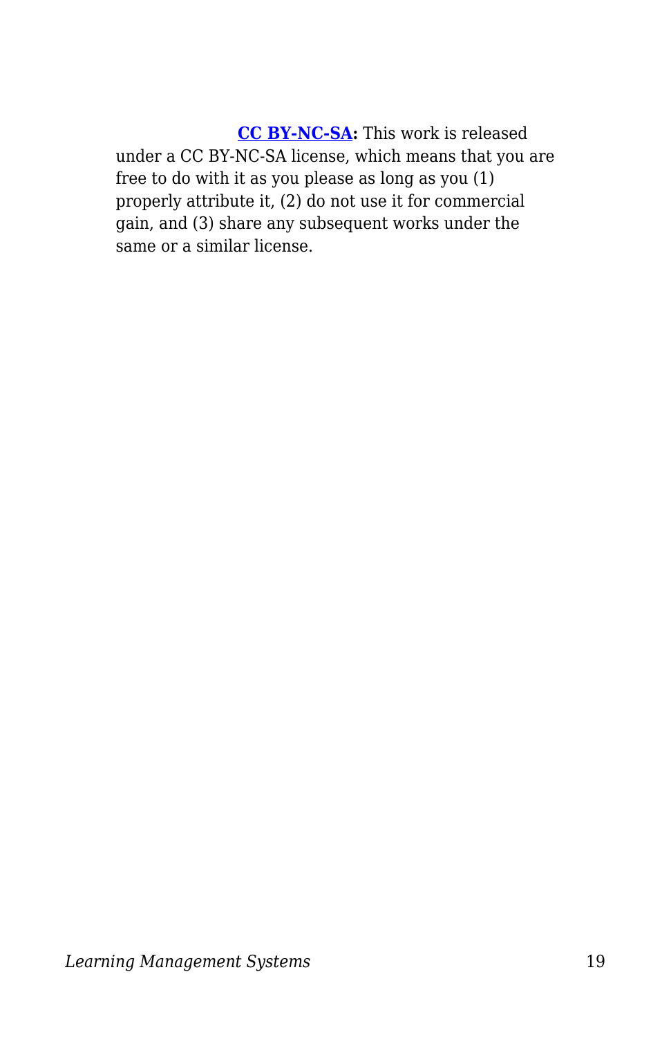**[CC BY-NC-SA](https://creativecommons.org/licenses/by-nc-sa/4.0/):** This work is released under a CC BY-NC-SA license, which means that you are free to do with it as you please as long as you (1) properly attribute it, (2) do not use it for commercial gain, and (3) share any subsequent works under the same or a similar license.